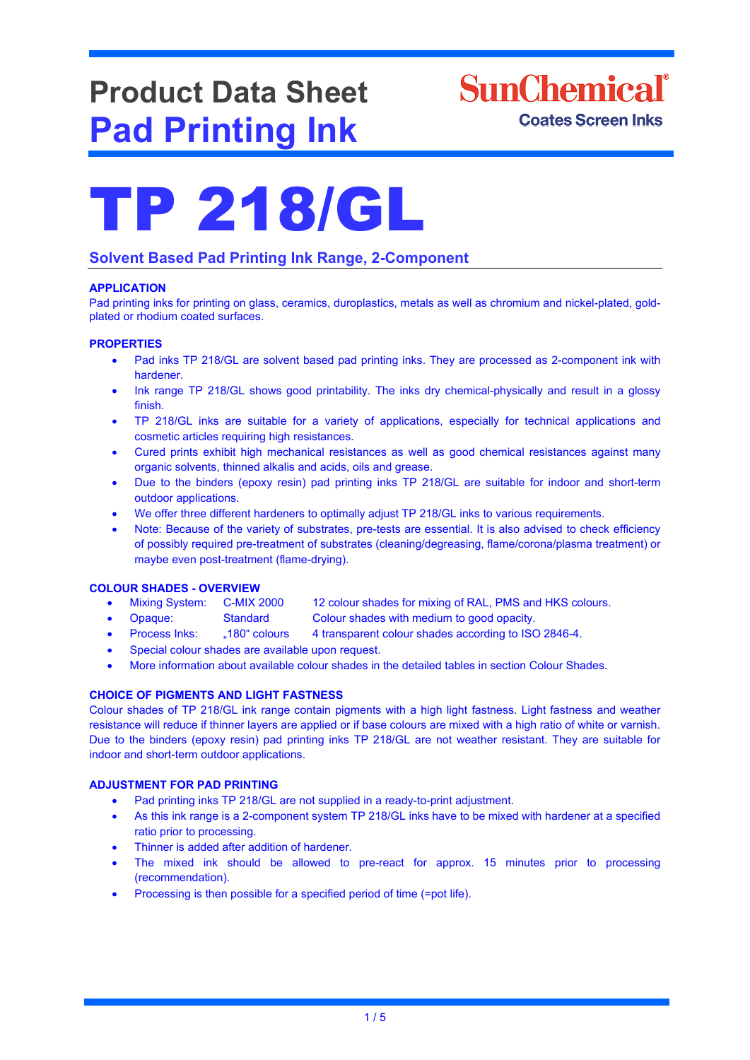# Product Data Sheet
# Pad Printing Ink

SunChemical®
Coates Screen Inks

# TP 218/GL

## Solvent Based Pad Printing Ink Range, 2-Component

### APPLICATION

Pad printing inks for printing on glass, ceramics, duroplastics, metals as well as chromium and nickel-plated, gold-plated or rhodium coated surfaces.

### PROPERTIES

- Pad inks TP 218/GL are solvent based pad printing inks. They are processed as 2-component ink with hardener.
- Ink range TP 218/GL shows good printability. The inks dry chemical-physically and result in a glossy finish.
- TP 218/GL inks are suitable for a variety of applications, especially for technical applications and cosmetic articles requiring high resistances.
- Cured prints exhibit high mechanical resistances as well as good chemical resistances against many organic solvents, thinned alkalis and acids, oils and grease.
- Due to the binders (epoxy resin) pad printing inks TP 218/GL are suitable for indoor and short-term outdoor applications.
- We offer three different hardeners to optimally adjust TP 218/GL inks to various requirements.
- Note: Because of the variety of substrates, pre-tests are essential. It is also advised to check efficiency of possibly required pre-treatment of substrates (cleaning/degreasing, flame/corona/plasma treatment) or maybe even post-treatment (flame-drying).

### COLOUR SHADES - OVERVIEW

- Mixing System: C-MIX 2000 — 12 colour shades for mixing of RAL, PMS and HKS colours.
- Opaque: Standard — Colour shades with medium to good opacity.
- Process Inks: „180“ colours — 4 transparent colour shades according to ISO 2846-4.
- Special colour shades are available upon request.
- More information about available colour shades in the detailed tables in section Colour Shades.

### CHOICE OF PIGMENTS AND LIGHT FASTNESS

Colour shades of TP 218/GL ink range contain pigments with a high light fastness. Light fastness and weather resistance will reduce if thinner layers are applied or if base colours are mixed with a high ratio of white or varnish. Due to the binders (epoxy resin) pad printing inks TP 218/GL are not weather resistant. They are suitable for indoor and short-term outdoor applications.

### ADJUSTMENT FOR PAD PRINTING

- Pad printing inks TP 218/GL are not supplied in a ready-to-print adjustment.
- As this ink range is a 2-component system TP 218/GL inks have to be mixed with hardener at a specified ratio prior to processing.
- Thinner is added after addition of hardener.
- The mixed ink should be allowed to pre-react for approx. 15 minutes prior to processing (recommendation).
- Processing is then possible for a specified period of time (=pot life).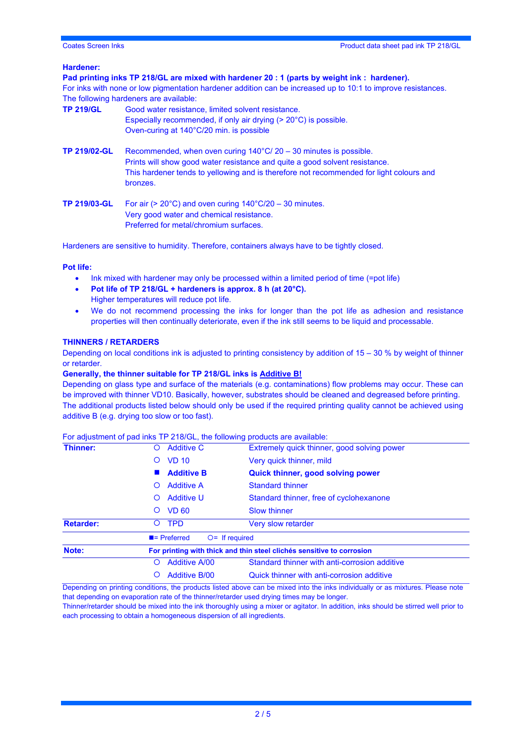**Hardener:**

**Pad printing inks TP 218/GL are mixed with hardener 20 : 1 (parts by weight ink : hardener).**
For inks with none or low pigmentation hardener addition can be increased up to 10:1 to improve resistances.
The following hardeners are available:

**TP 219/GL** Good water resistance, limited solvent resistance.
Especially recommended, if only air drying (> 20°C) is possible.
Oven-curing at 140°C/20 min. is possible

**TP 219/02-GL** Recommended, when oven curing 140°C/ 20 – 30 minutes is possible.
Prints will show good water resistance and quite a good solvent resistance.
This hardener tends to yellowing and is therefore not recommended for light colours and bronzes.

**TP 219/03-GL** For air (> 20°C) and oven curing 140°C/20 – 30 minutes.
Very good water and chemical resistance.
Preferred for metal/chromium surfaces.

Hardeners are sensitive to humidity. Therefore, containers always have to be tightly closed.

**Pot life:**

- Ink mixed with hardener may only be processed within a limited period of time (=pot life)
- **Pot life of TP 218/GL + hardeners is approx. 8 h (at 20°C).**
  Higher temperatures will reduce pot life.
- We do not recommend processing the inks for longer than the pot life as adhesion and resistance properties will then continually deteriorate, even if the ink still seems to be liquid and processable.

**THINNERS / RETARDERS**

Depending on local conditions ink is adjusted to printing consistency by addition of 15 – 30 % by weight of thinner or retarder.

**Generally, the thinner suitable for TP 218/GL inks is Additive B!**

Depending on glass type and surface of the materials (e.g. contaminations) flow problems may occur. These can be improved with thinner VD10. Basically, however, substrates should be cleaned and degreased before printing. The additional products listed below should only be used if the required printing quality cannot be achieved using additive B (e.g. drying too slow or too fast).

For adjustment of pad inks TP 218/GL, the following products are available:

| | | | |
|---|---|---|---|
| **Thinner:** | ○ | Additive C | Extremely quick thinner, good solving power |
| | ○ | VD 10 | Very quick thinner, mild |
| | ■ | **Additive B** | **Quick thinner, good solving power** |
| | ○ | Additive A | Standard thinner |
| | ○ | Additive U | Standard thinner, free of cyclohexanone |
| | ○ | VD 60 | Slow thinner |
| **Retarder:** | ○ | TPD | Very slow retarder |
| | ■= Preferred | ○= If required | |
| **Note:** | **For printing with thick and thin steel clichés sensitive to corrosion** | | |
| | ○ | Additive A/00 | Standard thinner with anti-corrosion additive |
| | ○ | Additive B/00 | Quick thinner with anti-corrosion additive |

Depending on printing conditions, the products listed above can be mixed into the inks individually or as mixtures. Please note that depending on evaporation rate of the thinner/retarder used drying times may be longer.
Thinner/retarder should be mixed into the ink thoroughly using a mixer or agitator. In addition, inks should be stirred well prior to each processing to obtain a homogeneous dispersion of all ingredients.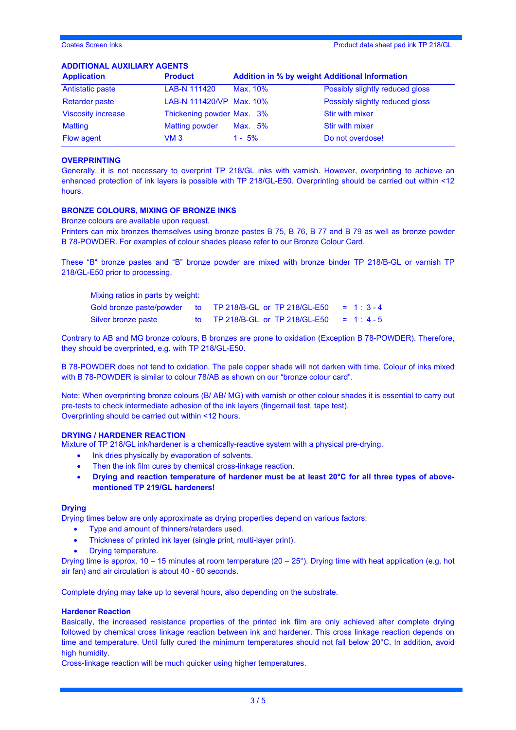## ADDITIONAL AUXILIARY AGENTS

| Application | Product | Addition in % by weight | Additional Information |
|---|---|---|---|
| Antistatic paste | LAB-N 111420 | Max. 10% | Possibly slightly reduced gloss |
| Retarder paste | LAB-N 111420/VP | Max. 10% | Possibly slightly reduced gloss |
| Viscosity increase | Thickening powder | Max. 3% | Stir with mixer |
| Matting | Matting powder | Max. 5% | Stir with mixer |
| Flow agent | VM 3 | 1 - 5% | Do not overdose! |

## OVERPRINTING

Generally, it is not necessary to overprint TP 218/GL inks with varnish. However, overprinting to achieve an enhanced protection of ink layers is possible with TP 218/GL-E50. Overprinting should be carried out within <12 hours.

## BRONZE COLOURS, MIXING OF BRONZE INKS

Bronze colours are available upon request.
Printers can mix bronzes themselves using bronze pastes B 75, B 76, B 77 and B 79 as well as bronze powder B 78-POWDER. For examples of colour shades please refer to our Bronze Colour Card.

These "B" bronze pastes and "B" bronze powder are mixed with bronze binder TP 218/B-GL or varnish TP 218/GL-E50 prior to processing.

Mixing ratios in parts by weight:

| | | | |
|---|---|---|---|
| Gold bronze paste/powder | to | TP 218/B-GL or TP 218/GL-E50 | = 1 : 3 - 4 |
| Silver bronze paste | to | TP 218/B-GL or TP 218/GL-E50 | = 1 : 4 - 5 |

Contrary to AB and MG bronze colours, B bronzes are prone to oxidation (Exception B 78-POWDER). Therefore, they should be overprinted, e.g. with TP 218/GL-E50.

B 78-POWDER does not tend to oxidation. The pale copper shade will not darken with time. Colour of inks mixed with B 78-POWDER is similar to colour 78/AB as shown on our "bronze colour card".

Note: When overprinting bronze colours (B/ AB/ MG) with varnish or other colour shades it is essential to carry out pre-tests to check intermediate adhesion of the ink layers (fingernail test, tape test).
Overprinting should be carried out within <12 hours.

## DRYING / HARDENER REACTION

Mixture of TP 218/GL ink/hardener is a chemically-reactive system with a physical pre-drying.

- Ink dries physically by evaporation of solvents.
- Then the ink film cures by chemical cross-linkage reaction.
- **Drying and reaction temperature of hardener must be at least 20°C for all three types of above-mentioned TP 219/GL hardeners!**

### Drying

Drying times below are only approximate as drying properties depend on various factors:

- Type and amount of thinners/retarders used.
- Thickness of printed ink layer (single print, multi-layer print).
- Drying temperature.

Drying time is approx. 10 – 15 minutes at room temperature (20 – 25°). Drying time with heat application (e.g. hot air fan) and air circulation is about 40 - 60 seconds.

Complete drying may take up to several hours, also depending on the substrate.

### Hardener Reaction

Basically, the increased resistance properties of the printed ink film are only achieved after complete drying followed by chemical cross linkage reaction between ink and hardener. This cross linkage reaction depends on time and temperature. Until fully cured the minimum temperatures should not fall below 20°C. In addition, avoid high humidity.
Cross-linkage reaction will be much quicker using higher temperatures.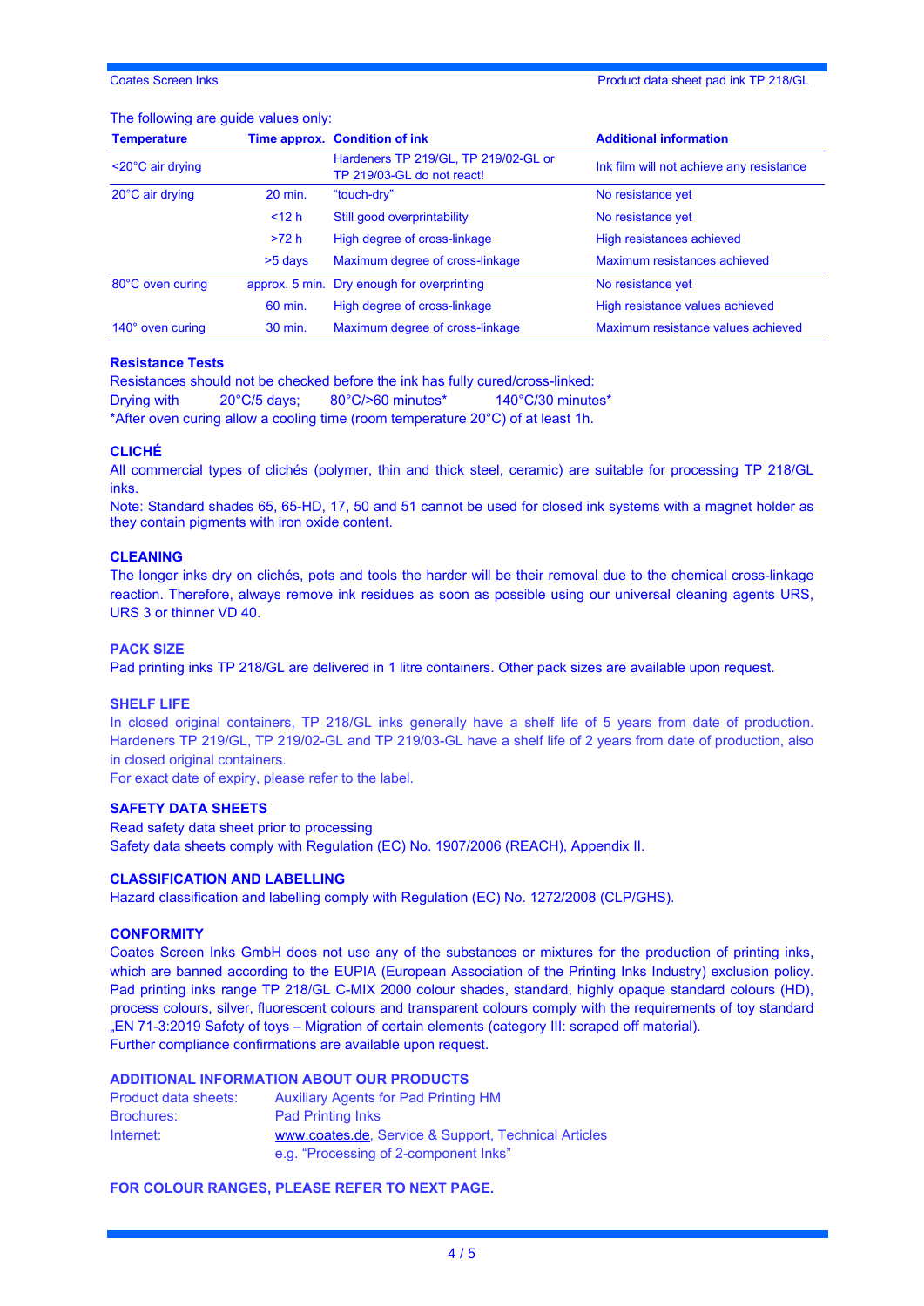The following are guide values only:

| Temperature | Time approx. | Condition of ink | Additional information |
|---|---|---|---|
| <20°C air drying | | Hardeners TP 219/GL, TP 219/02-GL or TP 219/03-GL do not react! | Ink film will not achieve any resistance |
| 20°C air drying | 20 min. | "touch-dry" | No resistance yet |
| | <12 h | Still good overprintability | No resistance yet |
| | >72 h | High degree of cross-linkage | High resistances achieved |
| | >5 days | Maximum degree of cross-linkage | Maximum resistances achieved |
| 80°C oven curing | approx. 5 min. | Dry enough for overprinting | No resistance yet |
| | 60 min. | High degree of cross-linkage | High resistance values achieved |
| 140° oven curing | 30 min. | Maximum degree of cross-linkage | Maximum resistance values achieved |

### Resistance Tests

Resistances should not be checked before the ink has fully cured/cross-linked:
Drying with 20°C/5 days; 80°C/>60 minutes* 140°C/30 minutes*
*After oven curing allow a cooling time (room temperature 20°C) of at least 1h.

### CLICHÉ

All commercial types of clichés (polymer, thin and thick steel, ceramic) are suitable for processing TP 218/GL inks.

Note: Standard shades 65, 65-HD, 17, 50 and 51 cannot be used for closed ink systems with a magnet holder as they contain pigments with iron oxide content.

### CLEANING

The longer inks dry on clichés, pots and tools the harder will be their removal due to the chemical cross-linkage reaction. Therefore, always remove ink residues as soon as possible using our universal cleaning agents URS, URS 3 or thinner VD 40.

### PACK SIZE

Pad printing inks TP 218/GL are delivered in 1 litre containers. Other pack sizes are available upon request.

### SHELF LIFE

In closed original containers, TP 218/GL inks generally have a shelf life of 5 years from date of production. Hardeners TP 219/GL, TP 219/02-GL and TP 219/03-GL have a shelf life of 2 years from date of production, also in closed original containers.

For exact date of expiry, please refer to the label.

### SAFETY DATA SHEETS

Read safety data sheet prior to processing
Safety data sheets comply with Regulation (EC) No. 1907/2006 (REACH), Appendix II.

### CLASSIFICATION AND LABELLING

Hazard classification and labelling comply with Regulation (EC) No. 1272/2008 (CLP/GHS).

### CONFORMITY

Coates Screen Inks GmbH does not use any of the substances or mixtures for the production of printing inks, which are banned according to the EUPIA (European Association of the Printing Inks Industry) exclusion policy. Pad printing inks range TP 218/GL C-MIX 2000 colour shades, standard, highly opaque standard colours (HD), process colours, silver, fluorescent colours and transparent colours comply with the requirements of toy standard „EN 71-3:2019 Safety of toys – Migration of certain elements (category III: scraped off material).
Further compliance confirmations are available upon request.

### ADDITIONAL INFORMATION ABOUT OUR PRODUCTS

| | |
|---|---|
| Product data sheets: | Auxiliary Agents for Pad Printing HM |
| Brochures: | Pad Printing Inks |
| Internet: | www.coates.de, Service & Support, Technical Articles e.g. "Processing of 2-component Inks" |

**FOR COLOUR RANGES, PLEASE REFER TO NEXT PAGE.**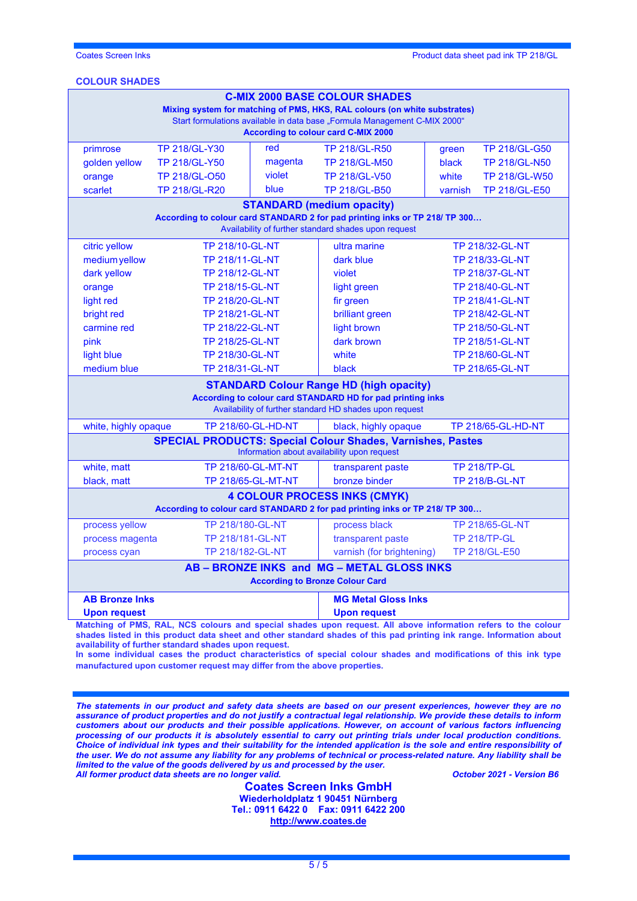## COLOUR SHADES

### C-MIX 2000 BASE COLOUR SHADES

**Mixing system for matching of PMS, HKS, RAL colours (on white substrates)**
Start formulations available in data base „Formula Management C-MIX 2000"
**According to colour card C-MIX 2000**

| | | | | | |
|---|---|---|---|---|---|
| primrose | TP 218/GL-Y30 | red | TP 218/GL-R50 | green | TP 218/GL-G50 |
| golden yellow | TP 218/GL-Y50 | magenta | TP 218/GL-M50 | black | TP 218/GL-N50 |
| orange | TP 218/GL-O50 | violet | TP 218/GL-V50 | white | TP 218/GL-W50 |
| scarlet | TP 218/GL-R20 | blue | TP 218/GL-B50 | varnish | TP 218/GL-E50 |

### STANDARD (medium opacity)

**According to colour card STANDARD 2 for pad printing inks or TP 218/ TP 300…**
Availability of further standard shades upon request

| | | | |
|---|---|---|---|
| citric yellow | TP 218/10-GL-NT | ultra marine | TP 218/32-GL-NT |
| medium yellow | TP 218/11-GL-NT | dark blue | TP 218/33-GL-NT |
| dark yellow | TP 218/12-GL-NT | violet | TP 218/37-GL-NT |
| orange | TP 218/15-GL-NT | light green | TP 218/40-GL-NT |
| light red | TP 218/20-GL-NT | fir green | TP 218/41-GL-NT |
| bright red | TP 218/21-GL-NT | brilliant green | TP 218/42-GL-NT |
| carmine red | TP 218/22-GL-NT | light brown | TP 218/50-GL-NT |
| pink | TP 218/25-GL-NT | dark brown | TP 218/51-GL-NT |
| light blue | TP 218/30-GL-NT | white | TP 218/60-GL-NT |
| medium blue | TP 218/31-GL-NT | black | TP 218/65-GL-NT |

### STANDARD Colour Range HD (high opacity)

**According to colour card STANDARD HD for pad printing inks**
Availability of further standard HD shades upon request

| | | | |
|---|---|---|---|
| white, highly opaque | TP 218/60-GL-HD-NT | black, highly opaque | TP 218/65-GL-HD-NT |

### SPECIAL PRODUCTS: Special Colour Shades, Varnishes, Pastes

Information about availability upon request

| | | | |
|---|---|---|---|
| white, matt | TP 218/60-GL-MT-NT | transparent paste | TP 218/TP-GL |
| black, matt | TP 218/65-GL-MT-NT | bronze binder | TP 218/B-GL-NT |

### 4 COLOUR PROCESS INKS (CMYK)

**According to colour card STANDARD 2 for pad printing inks or TP 218/ TP 300…**

| | | | |
|---|---|---|---|
| process yellow | TP 218/180-GL-NT | process black | TP 218/65-GL-NT |
| process magenta | TP 218/181-GL-NT | transparent paste | TP 218/TP-GL |
| process cyan | TP 218/182-GL-NT | varnish (for brightening) | TP 218/GL-E50 |

### AB – BRONZE INKS and MG – METAL GLOSS INKS

**According to Bronze Colour Card**

| | |
|---|---|
| **AB Bronze Inks** | **MG Metal Gloss Inks** |
| **Upon request** | **Upon request** |

**Matching of PMS, RAL, NCS colours and special shades upon request. All above information refers to the colour shades listed in this product data sheet and other standard shades of this pad printing ink range. Information about availability of further standard shades upon request.**
**In some individual cases the product characteristics of special colour shades and modifications of this ink type manufactured upon customer request may differ from the above properties.**

***The statements in our product and safety data sheets are based on our present experiences, however they are no assurance of product properties and do not justify a contractual legal relationship. We provide these details to inform customers about our products and their possible applications. However, on account of various factors influencing processing of our products it is absolutely essential to carry out printing trials under local production conditions. Choice of individual ink types and their suitability for the intended application is the sole and entire responsibility of the user. We do not assume any liability for any problems of technical or process-related nature. Any liability shall be limited to the value of the goods delivered by us and processed by the user.***
***All former product data sheets are no longer valid.*** ***October 2021 - Version B6***

**Coates Screen Inks GmbH**
**Wiederholdplatz 1 90451 Nürnberg**
**Tel.: 0911 6422 0 Fax: 0911 6422 200**
**http://www.coates.de**